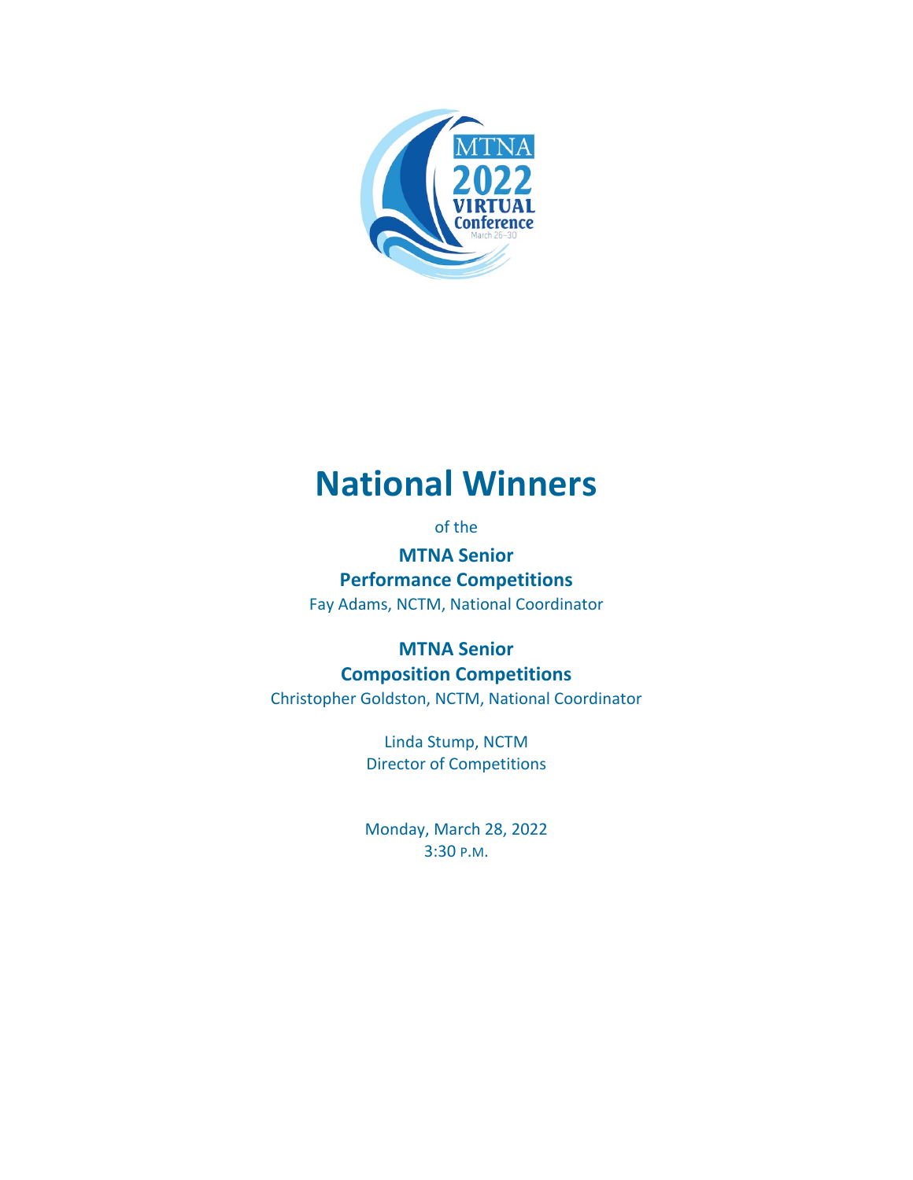# National Winners

of the

**MTNA Senior**
**Performance Competitions**

Fay Adams, NCTM, National Coordinator

**MTNA Senior**
**Composition Competitions**

Christopher Goldston, NCTM, National Coordinator

Linda Stump, NCTM
Director of Competitions

Monday, March 28, 2022
3:30 P.M.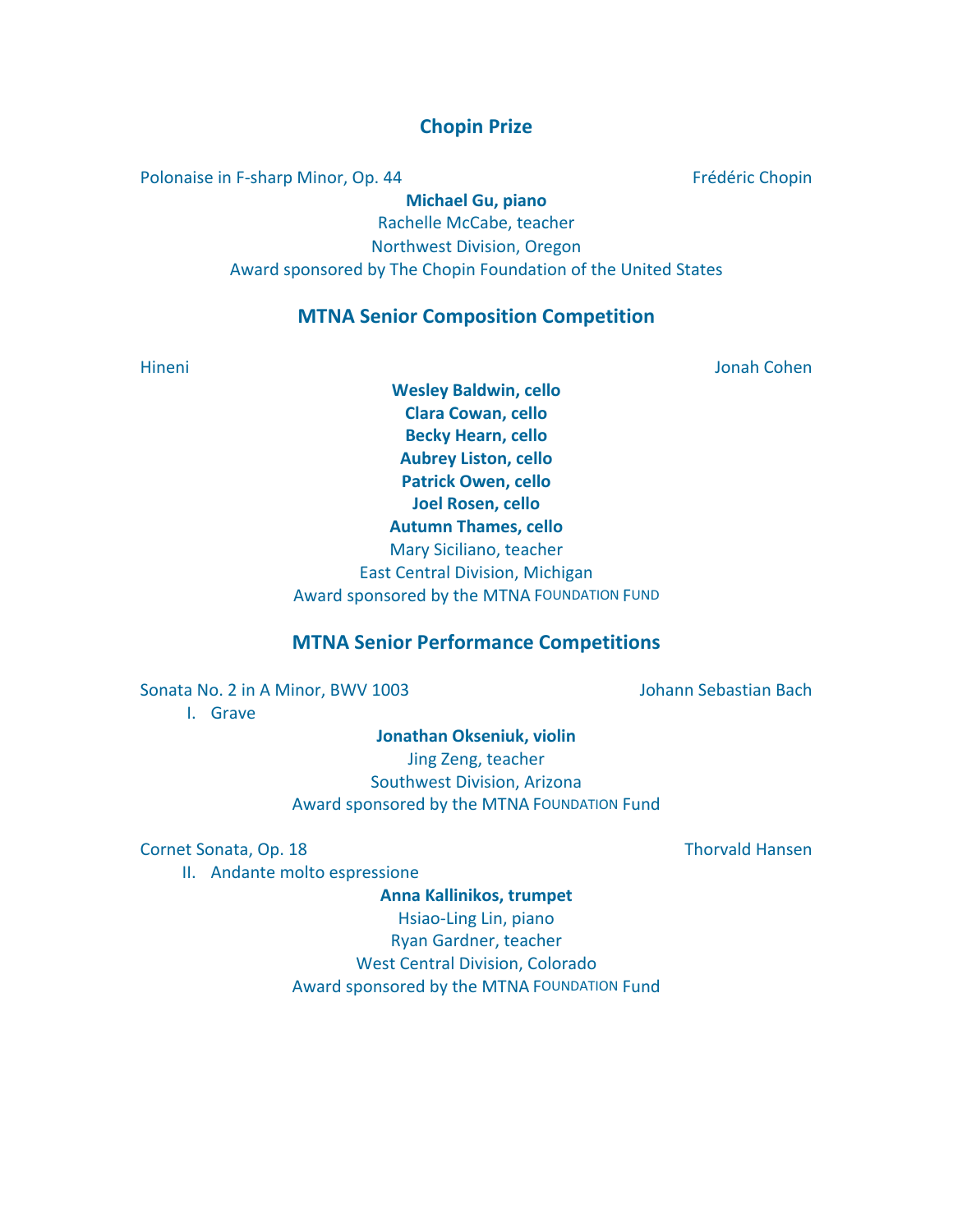## Chopin Prize

Polonaise in F-sharp Minor, Op. 44 — Frédéric Chopin

**Michael Gu, piano**
Rachelle McCabe, teacher
Northwest Division, Oregon
Award sponsored by The Chopin Foundation of the United States

## MTNA Senior Composition Competition

Hineni — Jonah Cohen

**Wesley Baldwin, cello**
**Clara Cowan, cello**
**Becky Hearn, cello**
**Aubrey Liston, cello**
**Patrick Owen, cello**
**Joel Rosen, cello**
**Autumn Thames, cello**
Mary Siciliano, teacher
East Central Division, Michigan
Award sponsored by the MTNA FOUNDATION FUND

## MTNA Senior Performance Competitions

Sonata No. 2 in A Minor, BWV 1003 — Johann Sebastian Bach

I. Grave

**Jonathan Okseniuk, violin**
Jing Zeng, teacher
Southwest Division, Arizona
Award sponsored by the MTNA FOUNDATION Fund

Cornet Sonata, Op. 18 — Thorvald Hansen

II. Andante molto espressione

**Anna Kallinikos, trumpet**
Hsiao-Ling Lin, piano
Ryan Gardner, teacher
West Central Division, Colorado
Award sponsored by the MTNA FOUNDATION Fund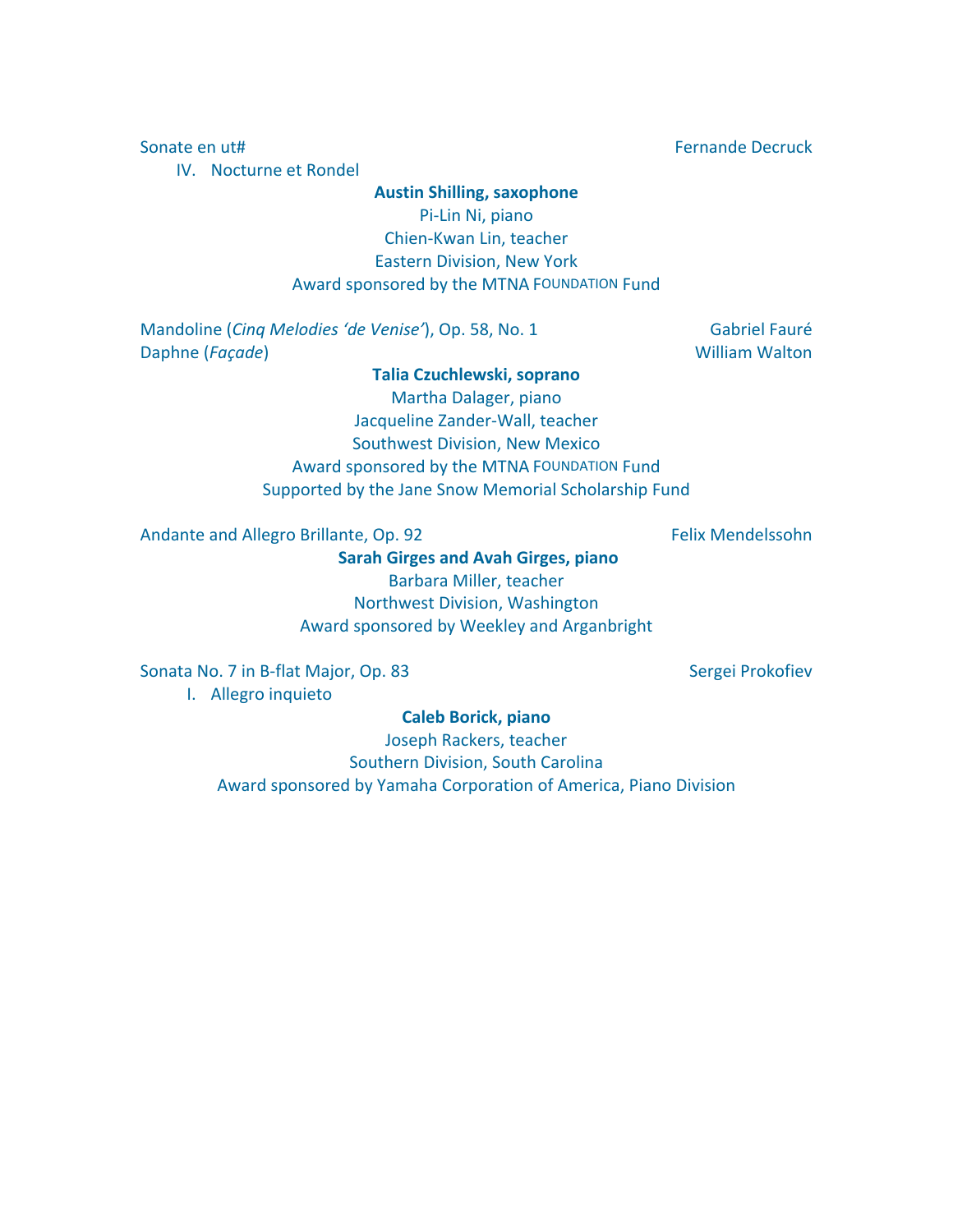Sonate en ut# — Fernande Decruck

IV. Nocturne et Rondel

**Austin Shilling, saxophone**
Pi-Lin Ni, piano
Chien-Kwan Lin, teacher
Eastern Division, New York
Award sponsored by the MTNA FOUNDATION Fund

Mandoline (*Cinq Melodies 'de Venise'*), Op. 58, No. 1 — Gabriel Fauré
Daphne (*Façade*) — William Walton

**Talia Czuchlewski, soprano**
Martha Dalager, piano
Jacqueline Zander-Wall, teacher
Southwest Division, New Mexico
Award sponsored by the MTNA FOUNDATION Fund
Supported by the Jane Snow Memorial Scholarship Fund

Andante and Allegro Brillante, Op. 92 — Felix Mendelssohn

**Sarah Girges and Avah Girges, piano**
Barbara Miller, teacher
Northwest Division, Washington
Award sponsored by Weekley and Arganbright

Sonata No. 7 in B-flat Major, Op. 83 — Sergei Prokofiev

I. Allegro inquieto

**Caleb Borick, piano**
Joseph Rackers, teacher
Southern Division, South Carolina
Award sponsored by Yamaha Corporation of America, Piano Division